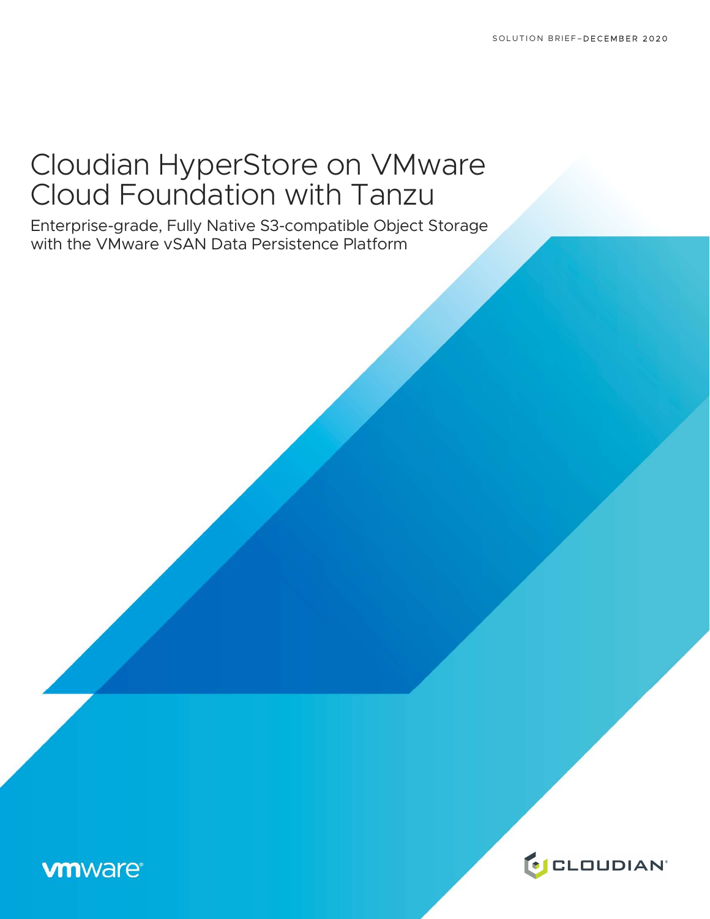SOLUTION BRIEF–DECEMBER 2020

# Cloudian HyperStore on VMware Cloud Foundation with Tanzu

## Enterprise-grade, Fully Native S3-compatible Object Storage with the VMware vSAN Data Persistence Platform

vmware

CLOUDIAN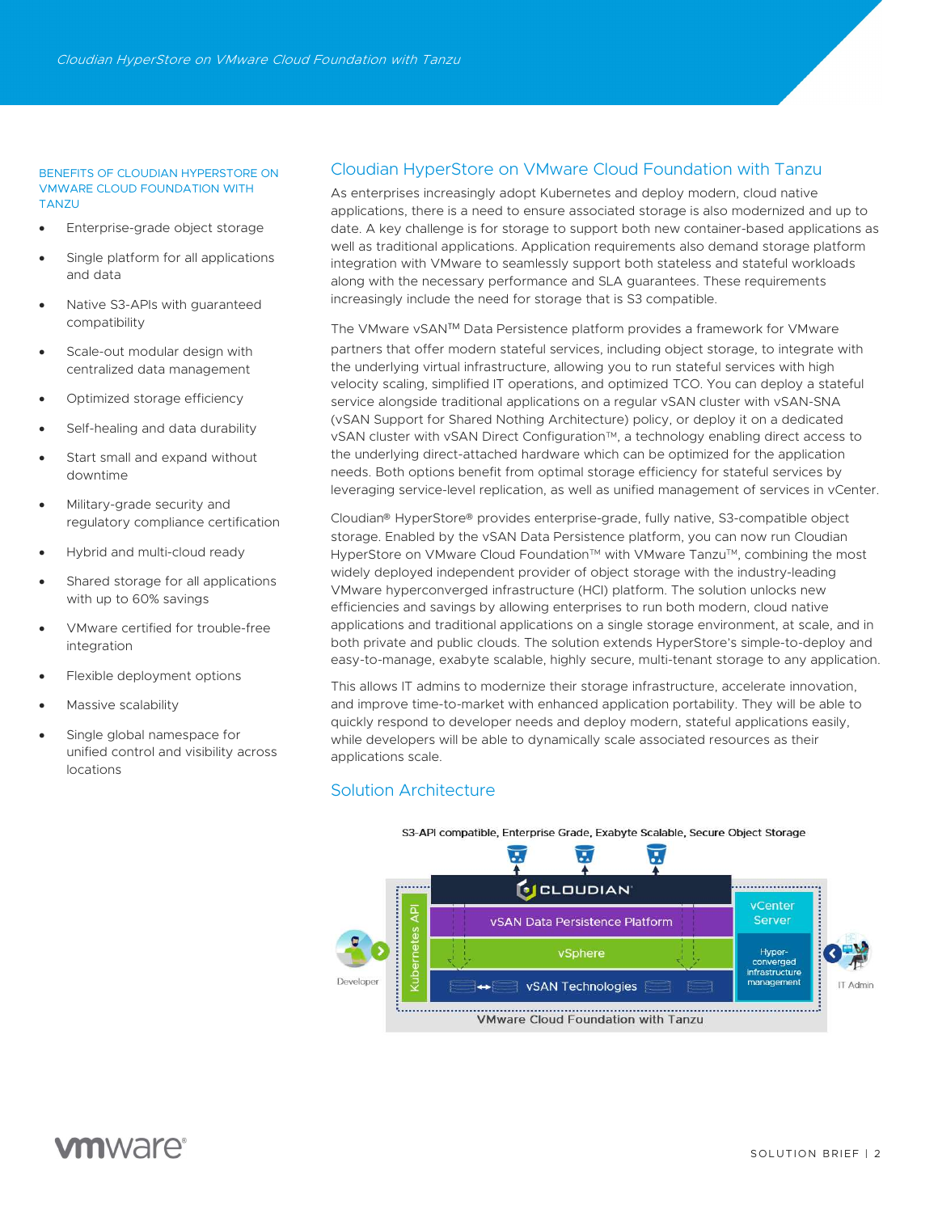### BENEFITS OF CLOUDIAN HYPERSTORE ON VMWARE CLOUD FOUNDATION WITH TANZU

- Enterprise-grade object storage
- Single platform for all applications and data
- Native S3-APIs with guaranteed compatibility
- Scale-out modular design with centralized data management
- Optimized storage efficiency
- Self-healing and data durability
- Start small and expand without downtime
- Military-grade security and regulatory compliance certification
- Hybrid and multi-cloud ready
- Shared storage for all applications with up to 60% savings
- VMware certified for trouble-free integration
- Flexible deployment options
- Massive scalability
- Single global namespace for unified control and visibility across locations

## Cloudian HyperStore on VMware Cloud Foundation with Tanzu

As enterprises increasingly adopt Kubernetes and deploy modern, cloud native applications, there is a need to ensure associated storage is also modernized and up to date. A key challenge is for storage to support both new container-based applications as well as traditional applications. Application requirements also demand storage platform integration with VMware to seamlessly support both stateless and stateful workloads along with the necessary performance and SLA guarantees. These requirements increasingly include the need for storage that is S3 compatible.

The VMware vSAN™ Data Persistence platform provides a framework for VMware partners that offer modern stateful services, including object storage, to integrate with the underlying virtual infrastructure, allowing you to run stateful services with high velocity scaling, simplified IT operations, and optimized TCO. You can deploy a stateful service alongside traditional applications on a regular vSAN cluster with vSAN-SNA (vSAN Support for Shared Nothing Architecture) policy, or deploy it on a dedicated vSAN cluster with vSAN Direct Configuration™, a technology enabling direct access to the underlying direct-attached hardware which can be optimized for the application needs. Both options benefit from optimal storage efficiency for stateful services by leveraging service-level replication, as well as unified management of services in vCenter.

Cloudian® HyperStore® provides enterprise-grade, fully native, S3-compatible object storage. Enabled by the vSAN Data Persistence platform, you can now run Cloudian HyperStore on VMware Cloud Foundation™ with VMware Tanzu™, combining the most widely deployed independent provider of object storage with the industry-leading VMware hyperconverged infrastructure (HCI) platform. The solution unlocks new efficiencies and savings by allowing enterprises to run both modern, cloud native applications and traditional applications on a single storage environment, at scale, and in both private and public clouds. The solution extends HyperStore's simple-to-deploy and easy-to-manage, exabyte scalable, highly secure, multi-tenant storage to any application.

This allows IT admins to modernize their storage infrastructure, accelerate innovation, and improve time-to-market with enhanced application portability. They will be able to quickly respond to developer needs and deploy modern, stateful applications easily, while developers will be able to dynamically scale associated resources as their applications scale.

## Solution Architecture

S3-API compatible, Enterprise Grade, Exabyte Scalable, Secure Object Storage

CLOUDIAN | vSAN Data Persistence Platform | vSphere | vSAN Technologies | Kubernetes API | vCenter Server | Hyper-converged infrastructure management | Developer | IT Admin

VMware Cloud Foundation with Tanzu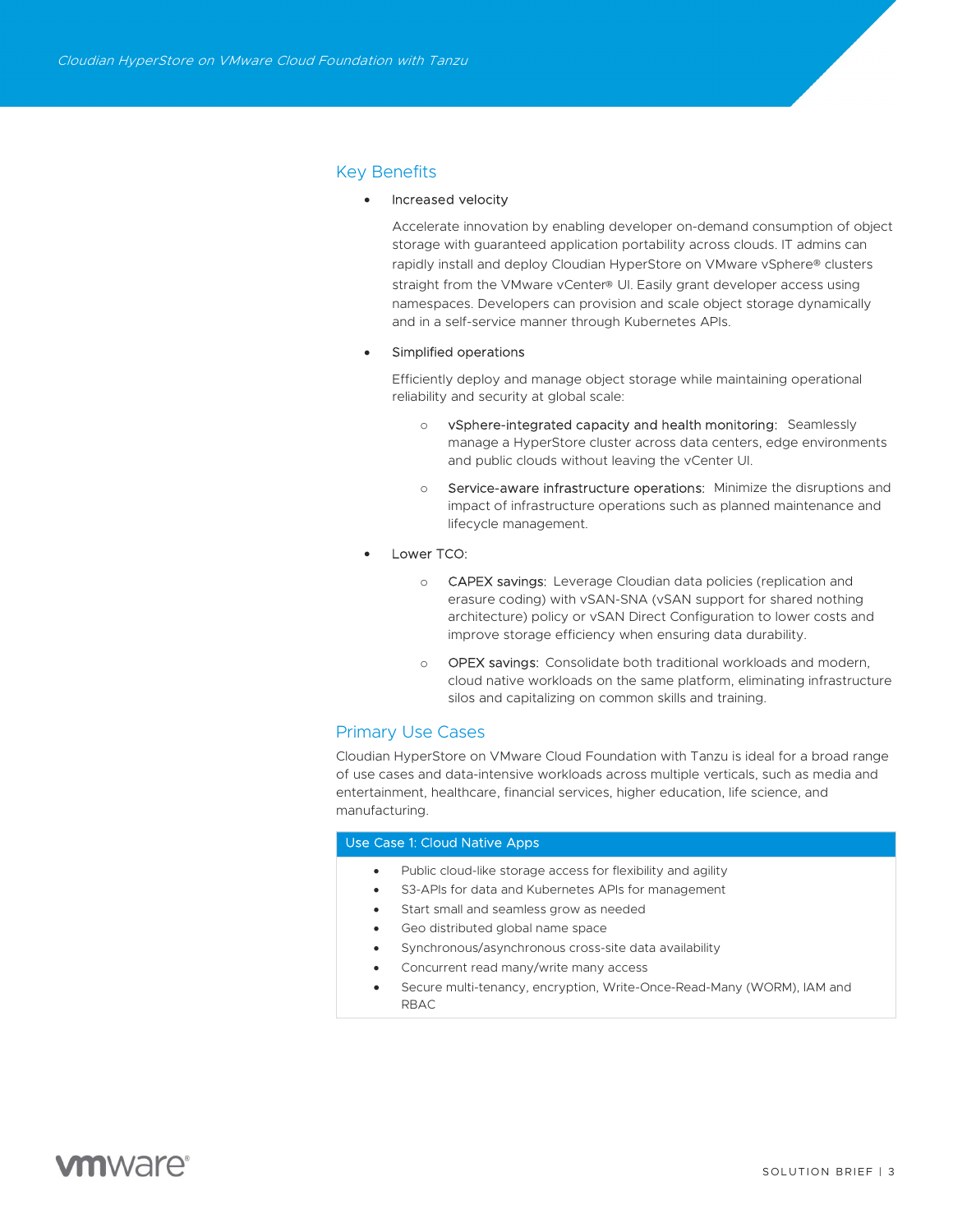## Key Benefits

- Increased velocity

  Accelerate innovation by enabling developer on-demand consumption of object storage with guaranteed application portability across clouds. IT admins can rapidly install and deploy Cloudian HyperStore on VMware vSphere® clusters straight from the VMware vCenter® UI. Easily grant developer access using namespaces. Developers can provision and scale object storage dynamically and in a self-service manner through Kubernetes APIs.

- Simplified operations

  Efficiently deploy and manage object storage while maintaining operational reliability and security at global scale:

  - vSphere-integrated capacity and health monitoring: Seamlessly manage a HyperStore cluster across data centers, edge environments and public clouds without leaving the vCenter UI.
  - Service-aware infrastructure operations: Minimize the disruptions and impact of infrastructure operations such as planned maintenance and lifecycle management.

- Lower TCO:

  - CAPEX savings: Leverage Cloudian data policies (replication and erasure coding) with vSAN-SNA (vSAN support for shared nothing architecture) policy or vSAN Direct Configuration to lower costs and improve storage efficiency when ensuring data durability.
  - OPEX savings: Consolidate both traditional workloads and modern, cloud native workloads on the same platform, eliminating infrastructure silos and capitalizing on common skills and training.

## Primary Use Cases

Cloudian HyperStore on VMware Cloud Foundation with Tanzu is ideal for a broad range of use cases and data-intensive workloads across multiple verticals, such as media and entertainment, healthcare, financial services, higher education, life science, and manufacturing.

| Use Case 1: Cloud Native Apps |
| --- |
| • Public cloud-like storage access for flexibility and agility<br>• S3-APIs for data and Kubernetes APIs for management<br>• Start small and seamless grow as needed<br>• Geo distributed global name space<br>• Synchronous/asynchronous cross-site data availability<br>• Concurrent read many/write many access<br>• Secure multi-tenancy, encryption, Write-Once-Read-Many (WORM), IAM and RBAC |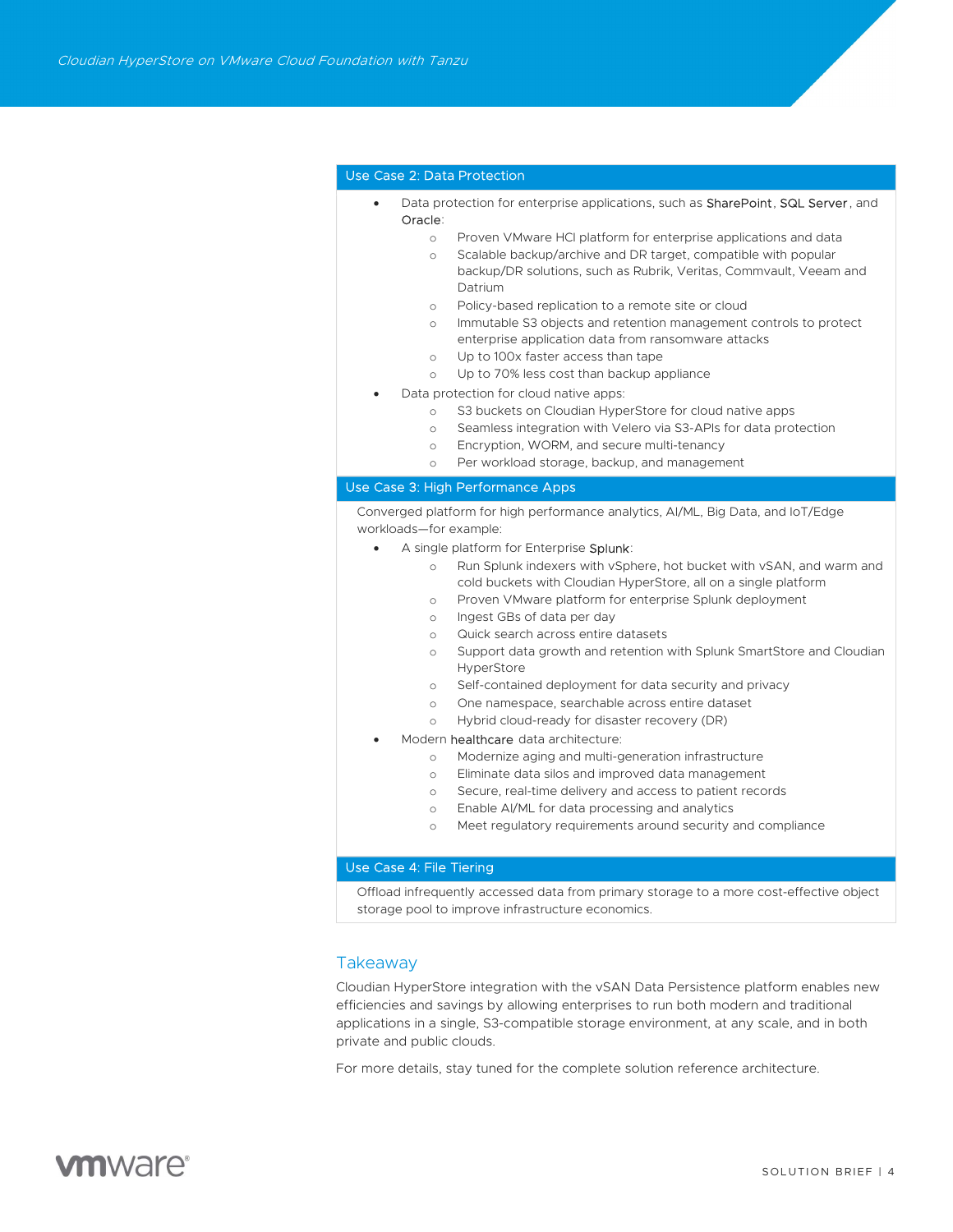### Use Case 2: Data Protection

- Data protection for enterprise applications, such as SharePoint, SQL Server, and Oracle:
    - Proven VMware HCI platform for enterprise applications and data
    - Scalable backup/archive and DR target, compatible with popular backup/DR solutions, such as Rubrik, Veritas, Commvault, Veeam and Datrium
    - Policy-based replication to a remote site or cloud
    - Immutable S3 objects and retention management controls to protect enterprise application data from ransomware attacks
    - Up to 100x faster access than tape
    - Up to 70% less cost than backup appliance
- Data protection for cloud native apps:
    - S3 buckets on Cloudian HyperStore for cloud native apps
    - Seamless integration with Velero via S3-APIs for data protection
    - Encryption, WORM, and secure multi-tenancy
    - Per workload storage, backup, and management

### Use Case 3: High Performance Apps

Converged platform for high performance analytics, AI/ML, Big Data, and IoT/Edge workloads—for example:

- A single platform for Enterprise Splunk:
    - Run Splunk indexers with vSphere, hot bucket with vSAN, and warm and cold buckets with Cloudian HyperStore, all on a single platform
    - Proven VMware platform for enterprise Splunk deployment
    - Ingest GBs of data per day
    - Quick search across entire datasets
    - Support data growth and retention with Splunk SmartStore and Cloudian HyperStore
    - Self-contained deployment for data security and privacy
    - One namespace, searchable across entire dataset
    - Hybrid cloud-ready for disaster recovery (DR)
- Modern healthcare data architecture:
    - Modernize aging and multi-generation infrastructure
    - Eliminate data silos and improved data management
    - Secure, real-time delivery and access to patient records
    - Enable AI/ML for data processing and analytics
    - Meet regulatory requirements around security and compliance

### Use Case 4: File Tiering

Offload infrequently accessed data from primary storage to a more cost-effective object storage pool to improve infrastructure economics.

## Takeaway

Cloudian HyperStore integration with the vSAN Data Persistence platform enables new efficiencies and savings by allowing enterprises to run both modern and traditional applications in a single, S3-compatible storage environment, at any scale, and in both private and public clouds.

For more details, stay tuned for the complete solution reference architecture.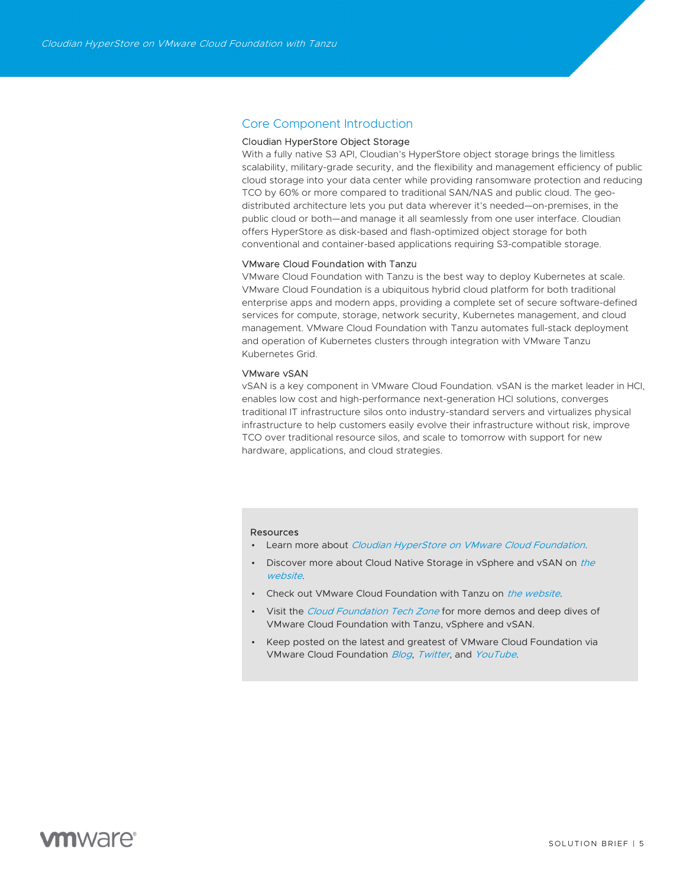## Core Component Introduction

### Cloudian HyperStore Object Storage

With a fully native S3 API, Cloudian's HyperStore object storage brings the limitless scalability, military-grade security, and the flexibility and management efficiency of public cloud storage into your data center while providing ransomware protection and reducing TCO by 60% or more compared to traditional SAN/NAS and public cloud. The geo-distributed architecture lets you put data wherever it's needed—on-premises, in the public cloud or both—and manage it all seamlessly from one user interface. Cloudian offers HyperStore as disk-based and flash-optimized object storage for both conventional and container-based applications requiring S3-compatible storage.

### VMware Cloud Foundation with Tanzu

VMware Cloud Foundation with Tanzu is the best way to deploy Kubernetes at scale. VMware Cloud Foundation is a ubiquitous hybrid cloud platform for both traditional enterprise apps and modern apps, providing a complete set of secure software-defined services for compute, storage, network security, Kubernetes management, and cloud management. VMware Cloud Foundation with Tanzu automates full-stack deployment and operation of Kubernetes clusters through integration with VMware Tanzu Kubernetes Grid.

### VMware vSAN

vSAN is a key component in VMware Cloud Foundation. vSAN is the market leader in HCI, enables low cost and high-performance next-generation HCI solutions, converges traditional IT infrastructure silos onto industry-standard servers and virtualizes physical infrastructure to help customers easily evolve their infrastructure without risk, improve TCO over traditional resource silos, and scale to tomorrow with support for new hardware, applications, and cloud strategies.

### Resources

- Learn more about *Cloudian HyperStore on VMware Cloud Foundation*.
- Discover more about Cloud Native Storage in vSphere and vSAN on *the website*.
- Check out VMware Cloud Foundation with Tanzu on *the website*.
- Visit the *Cloud Foundation Tech Zone* for more demos and deep dives of VMware Cloud Foundation with Tanzu, vSphere and vSAN.
- Keep posted on the latest and greatest of VMware Cloud Foundation via VMware Cloud Foundation *Blog*, *Twitter*, and *YouTube*.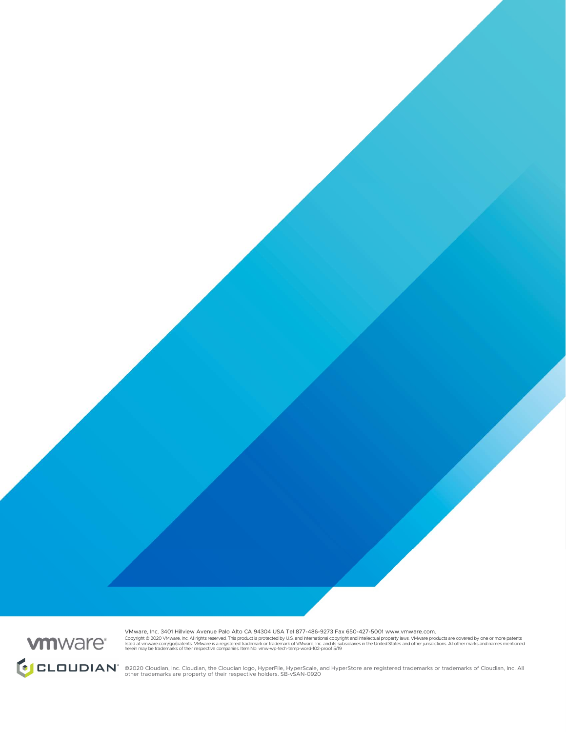VMware, Inc. 3401 Hillview Avenue Palo Alto CA 94304 USA Tel 877-486-9273 Fax 650-427-5001 www.vmware.com.
Copyright © 2020 VMware, Inc. All rights reserved. This product is protected by U.S. and international copyright and intellectual property laws. VMware products are covered by one or more patents listed at vmware.com/go/patents. VMware is a registered trademark or trademark of VMware, Inc. and its subsidiaries in the United States and other jurisdictions. All other marks and names mentioned herein may be trademarks of their respective companies. Item No: vmw-wp-tech-temp-word-102-proof 5/19

©2020 Cloudian, Inc. Cloudian, the Cloudian logo, HyperFile, HyperScale, and HyperStore are registered trademarks or trademarks of Cloudian, Inc. All other trademarks are property of their respective holders. SB-vSAN-0920